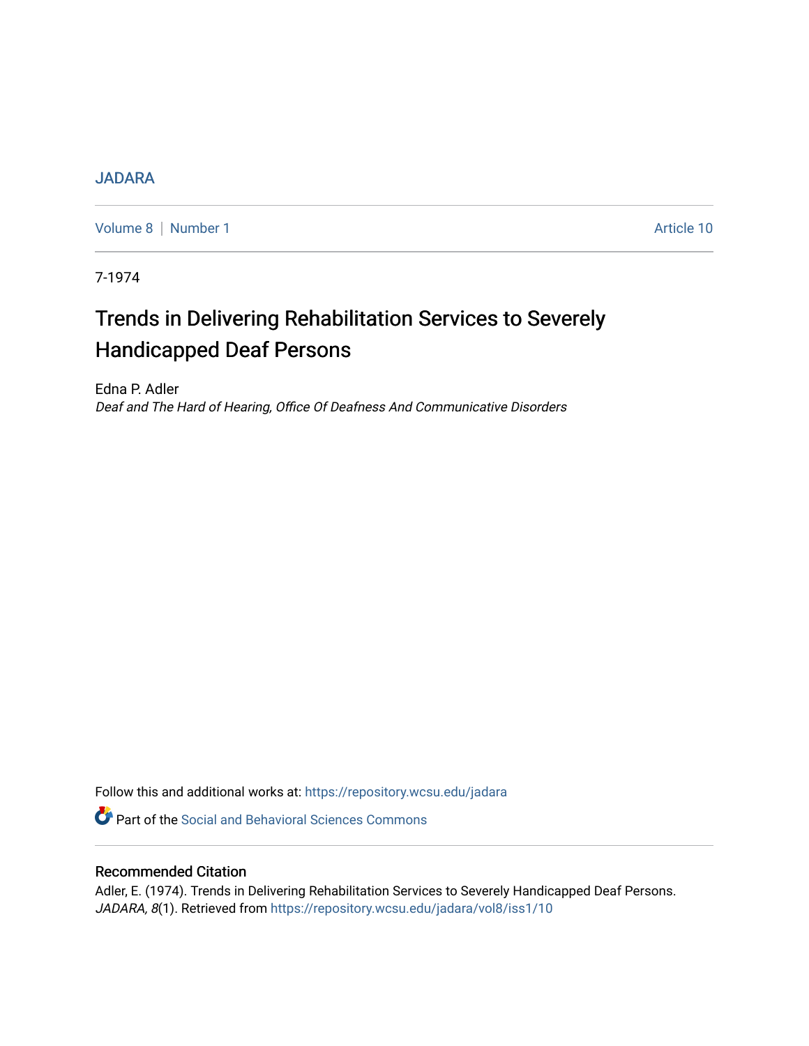JADARA

Volume 8 | Number 1 Article 10

7-1974

# Trends in Delivering Rehabilitation Services to Severely Handicapped Deaf Persons

Edna P. Adler
*Deaf and The Hard of Hearing, Office Of Deafness And Communicative Disorders*

Follow this and additional works at: https://repository.wcsu.edu/jadara

Part of the Social and Behavioral Sciences Commons

## Recommended Citation

Adler, E. (1974). Trends in Delivering Rehabilitation Services to Severely Handicapped Deaf Persons. *JADARA, 8*(1). Retrieved from https://repository.wcsu.edu/jadara/vol8/iss1/10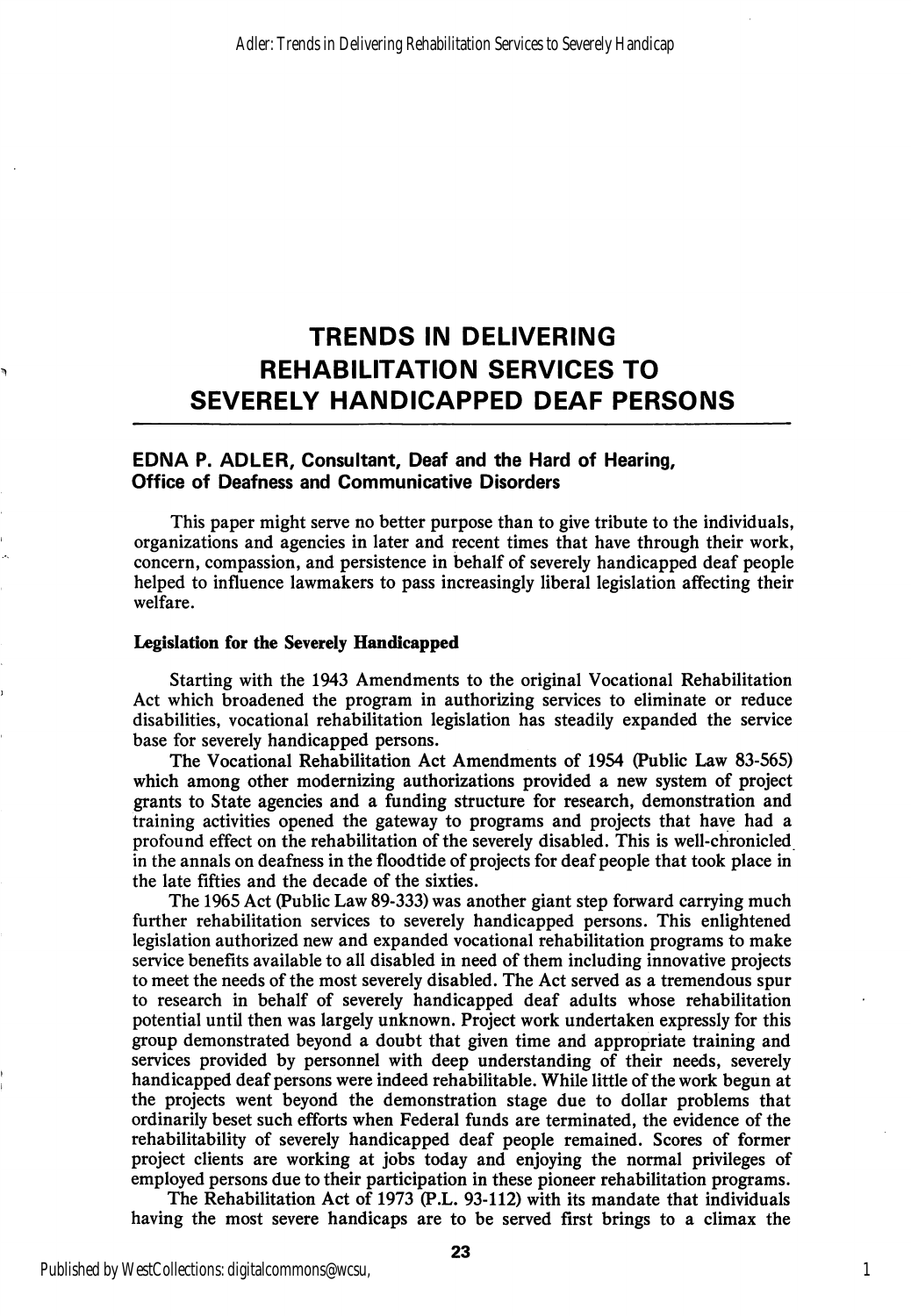# TRENDS IN DELIVERING REHABILITATION SERVICES TO SEVERELY HANDICAPPED DEAF PERSONS

**EDNA P. ADLER, Consultant, Deaf and the Hard of Hearing, Office of Deafness and Communicative Disorders**

This paper might serve no better purpose than to give tribute to the individuals, organizations and agencies in later and recent times that have through their work, concern, compassion, and persistence in behalf of severely handicapped deaf people helped to influence lawmakers to pass increasingly liberal legislation affecting their welfare.

## Legislation for the Severely Handicapped

Starting with the 1943 Amendments to the original Vocational Rehabilitation Act which broadened the program in authorizing services to eliminate or reduce disabilities, vocational rehabilitation legislation has steadily expanded the service base for severely handicapped persons.

The Vocational Rehabilitation Act Amendments of 1954 (Public Law 83-565) which among other modernizing authorizations provided a new system of project grants to State agencies and a funding structure for research, demonstration and training activities opened the gateway to programs and projects that have had a profound effect on the rehabilitation of the severely disabled. This is well-chronicled in the annals on deafness in the floodtide of projects for deaf people that took place in the late fifties and the decade of the sixties.

The 1965 Act (Public Law 89-333) was another giant step forward carrying much further rehabilitation services to severely handicapped persons. This enlightened legislation authorized new and expanded vocational rehabilitation programs to make service benefits available to all disabled in need of them including innovative projects to meet the needs of the most severely disabled. The Act served as a tremendous spur to research in behalf of severely handicapped deaf adults whose rehabilitation potential until then was largely unknown. Project work undertaken expressly for this group demonstrated beyond a doubt that given time and appropriate training and services provided by personnel with deep understanding of their needs, severely handicapped deaf persons were indeed rehabilitable. While little of the work begun at the projects went beyond the demonstration stage due to dollar problems that ordinarily beset such efforts when Federal funds are terminated, the evidence of the rehabilitability of severely handicapped deaf people remained. Scores of former project clients are working at jobs today and enjoying the normal privileges of employed persons due to their participation in these pioneer rehabilitation programs.

The Rehabilitation Act of 1973 (P.L. 93-112) with its mandate that individuals having the most severe handicaps are to be served first brings to a climax the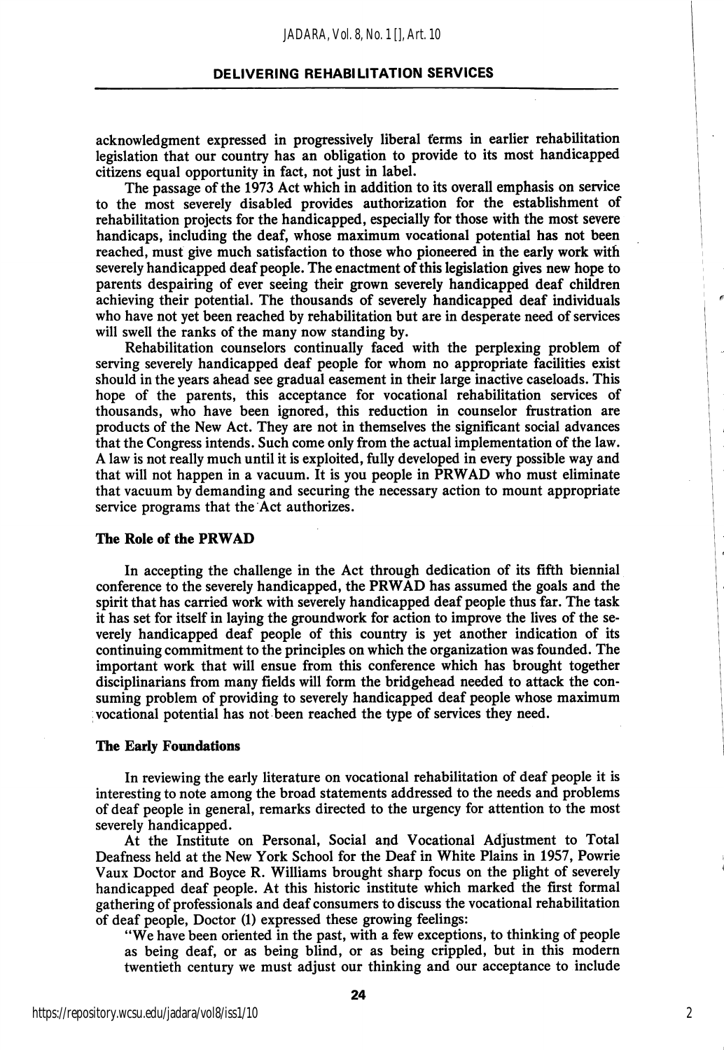acknowledgment expressed in progressively liberal terms in earlier rehabilitation legislation that our country has an obligation to provide to its most handicapped citizens equal opportunity in fact, not just in label.

The passage of the 1973 Act which in addition to its overall emphasis on service to the most severely disabled provides authorization for the establishment of rehabilitation projects for the handicapped, especially for those with the most severe handicaps, including the deaf, whose maximum vocational potential has not been reached, must give much satisfaction to those who pioneered in the early work with severely handicapped deaf people. The enactment of this legislation gives new hope to parents despairing of ever seeing their grown severely handicapped deaf children achieving their potential. The thousands of severely handicapped deaf individuals who have not yet been reached by rehabilitation but are in desperate need of services will swell the ranks of the many now standing by.

Rehabilitation counselors continually faced with the perplexing problem of serving severely handicapped deaf people for whom no appropriate facilities exist should in the years ahead see gradual easement in their large inactive caseloads. This hope of the parents, this acceptance for vocational rehabilitation services of thousands, who have been ignored, this reduction in counselor frustration are products of the New Act. They are not in themselves the significant social advances that the Congress intends. Such come only from the actual implementation of the law. A law is not really much until it is exploited, fully developed in every possible way and that will not happen in a vacuum. It is you people in PRWAD who must eliminate that vacuum by demanding and securing the necessary action to mount appropriate service programs that the Act authorizes.

**The Role of the PRWAD**

In accepting the challenge in the Act through dedication of its fifth biennial conference to the severely handicapped, the PRWAD has assumed the goals and the spirit that has carried work with severely handicapped deaf people thus far. The task it has set for itself in laying the groundwork for action to improve the lives of the severely handicapped deaf people of this country is yet another indication of its continuing commitment to the principles on which the organization was founded. The important work that will ensue from this conference which has brought together disciplinarians from many fields will form the bridgehead needed to attack the consuming problem of providing to severely handicapped deaf people whose maximum vocational potential has not been reached the type of services they need.

**The Early Foundations**

In reviewing the early literature on vocational rehabilitation of deaf people it is interesting to note among the broad statements addressed to the needs and problems of deaf people in general, remarks directed to the urgency for attention to the most severely handicapped.

At the Institute on Personal, Social and Vocational Adjustment to Total Deafness held at the New York School for the Deaf in White Plains in 1957, Powrie Vaux Doctor and Boyce R. Williams brought sharp focus on the plight of severely handicapped deaf people. At this historic institute which marked the first formal gathering of professionals and deaf consumers to discuss the vocational rehabilitation of deaf people, Doctor (1) expressed these growing feelings:

"We have been oriented in the past, with a few exceptions, to thinking of people as being deaf, or as being blind, or as being crippled, but in this modern twentieth century we must adjust our thinking and our acceptance to include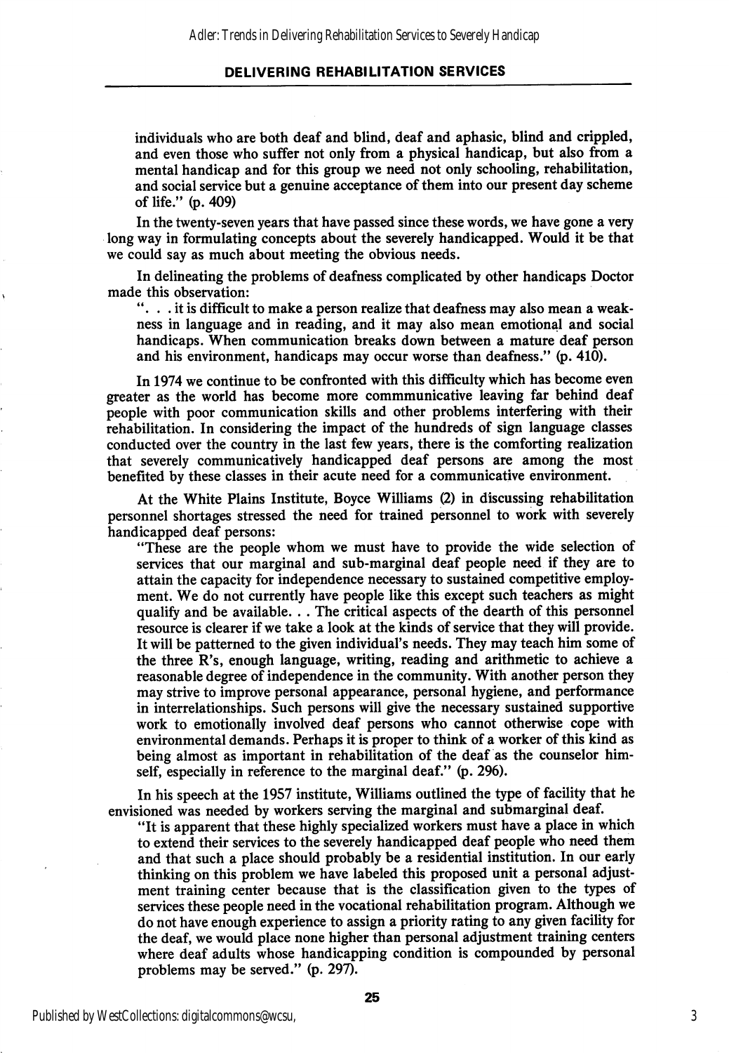individuals who are both deaf and blind, deaf and aphasic, blind and crippled, and even those who suffer not only from a physical handicap, but also from a mental handicap and for this group we need not only schooling, rehabilitation, and social service but a genuine acceptance of them into our present day scheme of life." (p. 409)

In the twenty-seven years that have passed since these words, we have gone a very long way in formulating concepts about the severely handicapped. Would it be that we could say as much about meeting the obvious needs.

In delineating the problems of deafness complicated by other handicaps Doctor made this observation:

> ". . . it is difficult to make a person realize that deafness may also mean a weakness in language and in reading, and it may also mean emotional and social handicaps. When communication breaks down between a mature deaf person and his environment, handicaps may occur worse than deafness." (p. 410).

In 1974 we continue to be confronted with this difficulty which has become even greater as the world has become more commmunicative leaving far behind deaf people with poor communication skills and other problems interfering with their rehabilitation. In considering the impact of the hundreds of sign language classes conducted over the country in the last few years, there is the comforting realization that severely communicatively handicapped deaf persons are among the most benefited by these classes in their acute need for a communicative environment.

At the White Plains Institute, Boyce Williams (2) in discussing rehabilitation personnel shortages stressed the need for trained personnel to work with severely handicapped deaf persons:

> "These are the people whom we must have to provide the wide selection of services that our marginal and sub-marginal deaf people need if they are to attain the capacity for independence necessary to sustained competitive employment. We do not currently have people like this except such teachers as might qualify and be available. . . The critical aspects of the dearth of this personnel resource is clearer if we take a look at the kinds of service that they will provide. It will be patterned to the given individual's needs. They may teach him some of the three R's, enough language, writing, reading and arithmetic to achieve a reasonable degree of independence in the community. With another person they may strive to improve personal appearance, personal hygiene, and performance in interrelationships. Such persons will give the necessary sustained supportive work to emotionally involved deaf persons who cannot otherwise cope with environmental demands. Perhaps it is proper to think of a worker of this kind as being almost as important in rehabilitation of the deaf as the counselor himself, especially in reference to the marginal deaf." (p. 296).

In his speech at the 1957 institute, Williams outlined the type of facility that he envisioned was needed by workers serving the marginal and submarginal deaf.

> "It is apparent that these highly specialized workers must have a place in which to extend their services to the severely handicapped deaf people who need them and that such a place should probably be a residential institution. In our early thinking on this problem we have labeled this proposed unit a personal adjustment training center because that is the classification given to the types of services these people need in the vocational rehabilitation program. Although we do not have enough experience to assign a priority rating to any given facility for the deaf, we would place none higher than personal adjustment training centers where deaf adults whose handicapping condition is compounded by personal problems may be served." (p. 297).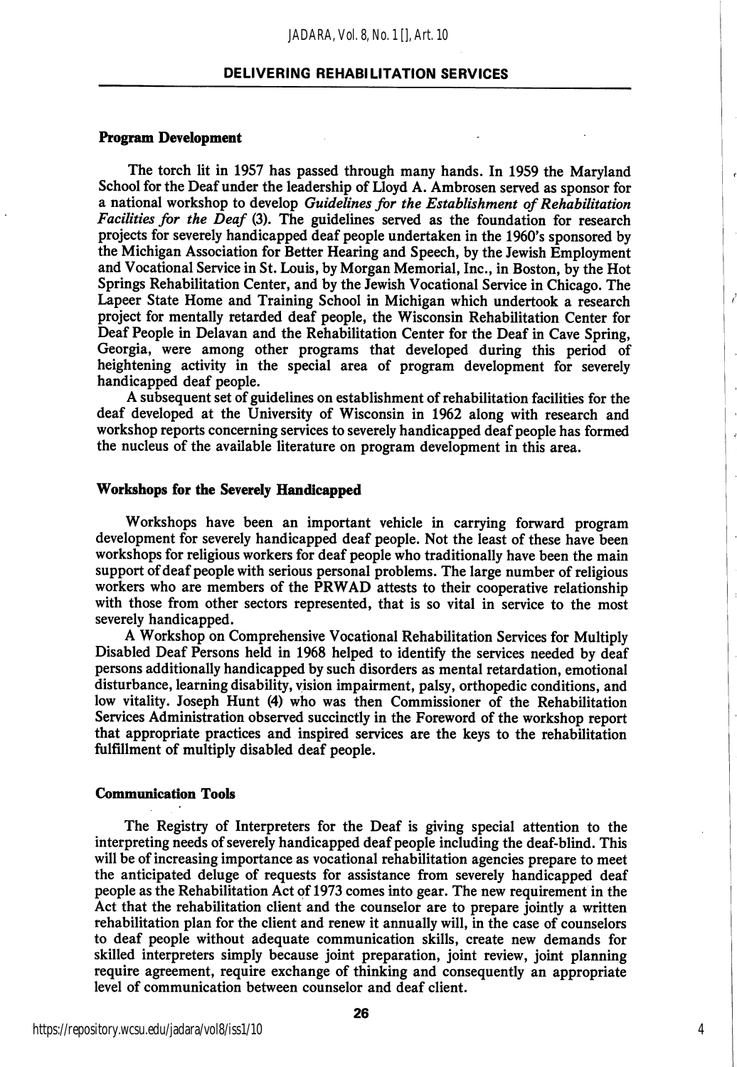## Program Development

The torch lit in 1957 has passed through many hands. In 1959 the Maryland School for the Deaf under the leadership of Lloyd A. Ambrosen served as sponsor for a national workshop to develop *Guidelines for the Establishment of Rehabilitation Facilities for the Deaf* (3). The guidelines served as the foundation for research projects for severely handicapped deaf people undertaken in the 1960's sponsored by the Michigan Association for Better Hearing and Speech, by the Jewish Employment and Vocational Service in St. Louis, by Morgan Memorial, Inc., in Boston, by the Hot Springs Rehabilitation Center, and by the Jewish Vocational Service in Chicago. The Lapeer State Home and Training School in Michigan which undertook a research project for mentally retarded deaf people, the Wisconsin Rehabilitation Center for Deaf People in Delavan and the Rehabilitation Center for the Deaf in Cave Spring, Georgia, were among other programs that developed during this period of heightening activity in the special area of program development for severely handicapped deaf people.

A subsequent set of guidelines on establishment of rehabilitation facilities for the deaf developed at the University of Wisconsin in 1962 along with research and workshop reports concerning services to severely handicapped deaf people has formed the nucleus of the available literature on program development in this area.

## Workshops for the Severely Handicapped

Workshops have been an important vehicle in carrying forward program development for severely handicapped deaf people. Not the least of these have been workshops for religious workers for deaf people who traditionally have been the main support of deaf people with serious personal problems. The large number of religious workers who are members of the PRWAD attests to their cooperative relationship with those from other sectors represented, that is so vital in service to the most severely handicapped.

A Workshop on Comprehensive Vocational Rehabilitation Services for Multiply Disabled Deaf Persons held in 1968 helped to identify the services needed by deaf persons additionally handicapped by such disorders as mental retardation, emotional disturbance, learning disability, vision impairment, palsy, orthopedic conditions, and low vitality. Joseph Hunt (4) who was then Commissioner of the Rehabilitation Services Administration observed succinctly in the Foreword of the workshop report that appropriate practices and inspired services are the keys to the rehabilitation fulfillment of multiply disabled deaf people.

## Communication Tools

The Registry of Interpreters for the Deaf is giving special attention to the interpreting needs of severely handicapped deaf people including the deaf-blind. This will be of increasing importance as vocational rehabilitation agencies prepare to meet the anticipated deluge of requests for assistance from severely handicapped deaf people as the Rehabilitation Act of 1973 comes into gear. The new requirement in the Act that the rehabilitation client and the counselor are to prepare jointly a written rehabilitation plan for the client and renew it annually will, in the case of counselors to deaf people without adequate communication skills, create new demands for skilled interpreters simply because joint preparation, joint review, joint planning require agreement, require exchange of thinking and consequently an appropriate level of communication between counselor and deaf client.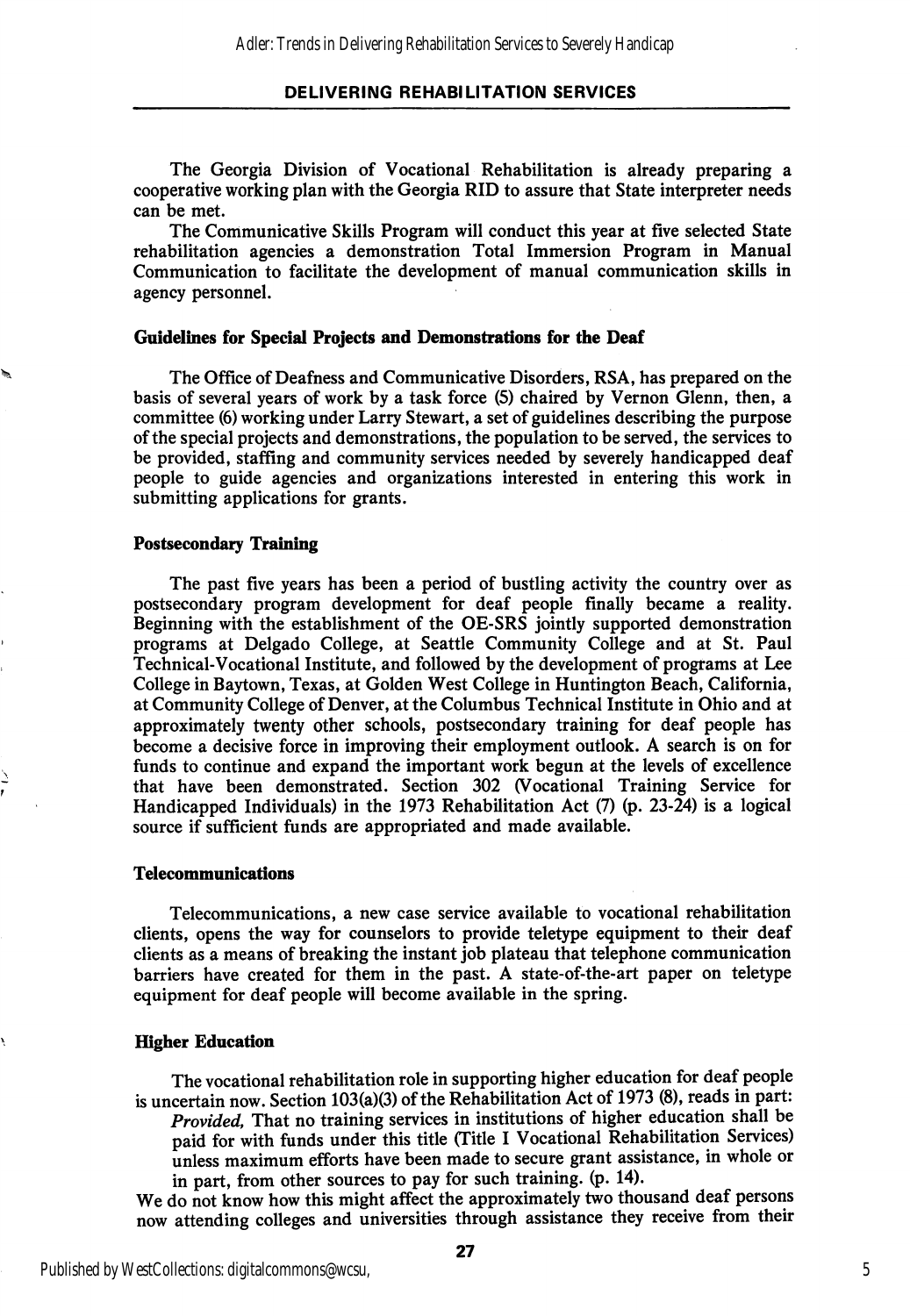The Georgia Division of Vocational Rehabilitation is already preparing a cooperative working plan with the Georgia RID to assure that State interpreter needs can be met.

The Communicative Skills Program will conduct this year at five selected State rehabilitation agencies a demonstration Total Immersion Program in Manual Communication to facilitate the development of manual communication skills in agency personnel.

**Guidelines for Special Projects and Demonstrations for the Deaf**

The Office of Deafness and Communicative Disorders, RSA, has prepared on the basis of several years of work by a task force (5) chaired by Vernon Glenn, then, a committee (6) working under Larry Stewart, a set of guidelines describing the purpose of the special projects and demonstrations, the population to be served, the services to be provided, staffing and community services needed by severely handicapped deaf people to guide agencies and organizations interested in entering this work in submitting applications for grants.

**Postsecondary Training**

The past five years has been a period of bustling activity the country over as postsecondary program development for deaf people finally became a reality. Beginning with the establishment of the OE-SRS jointly supported demonstration programs at Delgado College, at Seattle Community College and at St. Paul Technical-Vocational Institute, and followed by the development of programs at Lee College in Baytown, Texas, at Golden West College in Huntington Beach, California, at Community College of Denver, at the Columbus Technical Institute in Ohio and at approximately twenty other schools, postsecondary training for deaf people has become a decisive force in improving their employment outlook. A search is on for funds to continue and expand the important work begun at the levels of excellence that have been demonstrated. Section 302 (Vocational Training Service for Handicapped Individuals) in the 1973 Rehabilitation Act (7) (p. 23-24) is a logical source if sufficient funds are appropriated and made available.

**Telecommunications**

Telecommunications, a new case service available to vocational rehabilitation clients, opens the way for counselors to provide teletype equipment to their deaf clients as a means of breaking the instant job plateau that telephone communication barriers have created for them in the past. A state-of-the-art paper on teletype equipment for deaf people will become available in the spring.

**Higher Education**

The vocational rehabilitation role in supporting higher education for deaf people is uncertain now. Section 103(a)(3) of the Rehabilitation Act of 1973 (8), reads in part:

> *Provided,* That no training services in institutions of higher education shall be paid for with funds under this title (Title I Vocational Rehabilitation Services) unless maximum efforts have been made to secure grant assistance, in whole or in part, from other sources to pay for such training. (p. 14).

We do not know how this might affect the approximately two thousand deaf persons now attending colleges and universities through assistance they receive from their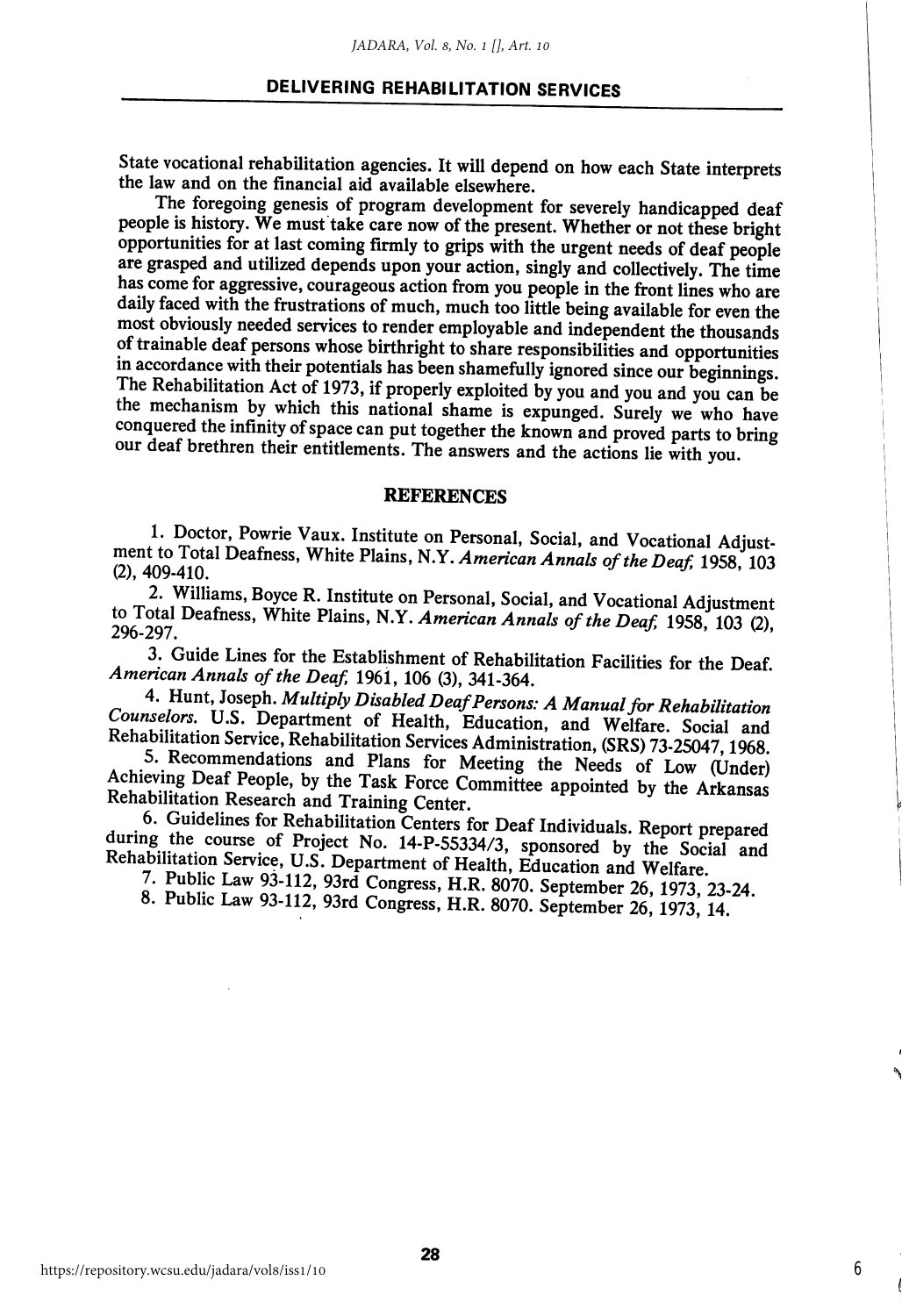State vocational rehabilitation agencies. It will depend on how each State interprets the law and on the financial aid available elsewhere.

The foregoing genesis of program development for severely handicapped deaf people is history. We must take care now of the present. Whether or not these bright opportunities for at last coming firmly to grips with the urgent needs of deaf people are grasped and utilized depends upon your action, singly and collectively. The time has come for aggressive, courageous action from you people in the front lines who are daily faced with the frustrations of much, much too little being available for even the most obviously needed services to render employable and independent the thousands of trainable deaf persons whose birthright to share responsibilities and opportunities in accordance with their potentials has been shamefully ignored since our beginnings. The Rehabilitation Act of 1973, if properly exploited by you and you and you can be the mechanism by which this national shame is expunged. Surely we who have conquered the infinity of space can put together the known and proved parts to bring our deaf brethren their entitlements. The answers and the actions lie with you.

## REFERENCES

1. Doctor, Powrie Vaux. Institute on Personal, Social, and Vocational Adjustment to Total Deafness, White Plains, N.Y. *American Annals of the Deaf,* 1958, 103 (2), 409-410.
2. Williams, Boyce R. Institute on Personal, Social, and Vocational Adjustment to Total Deafness, White Plains, N.Y. *American Annals of the Deaf,* 1958, 103 (2), 296-297.
3. Guide Lines for the Establishment of Rehabilitation Facilities for the Deaf. *American Annals of the Deaf,* 1961, 106 (3), 341-364.
4. Hunt, Joseph. *Multiply Disabled Deaf Persons: A Manual for Rehabilitation Counselors.* U.S. Department of Health, Education, and Welfare. Social and Rehabilitation Service, Rehabilitation Services Administration, (SRS) 73-25047, 1968.
5. Recommendations and Plans for Meeting the Needs of Low (Under) Achieving Deaf People, by the Task Force Committee appointed by the Arkansas Rehabilitation Research and Training Center.
6. Guidelines for Rehabilitation Centers for Deaf Individuals. Report prepared during the course of Project No. 14-P-55334/3, sponsored by the Social and Rehabilitation Service, U.S. Department of Health, Education and Welfare.
7. Public Law 93-112, 93rd Congress, H.R. 8070. September 26, 1973, 23-24.
8. Public Law 93-112, 93rd Congress, H.R. 8070. September 26, 1973, 14.